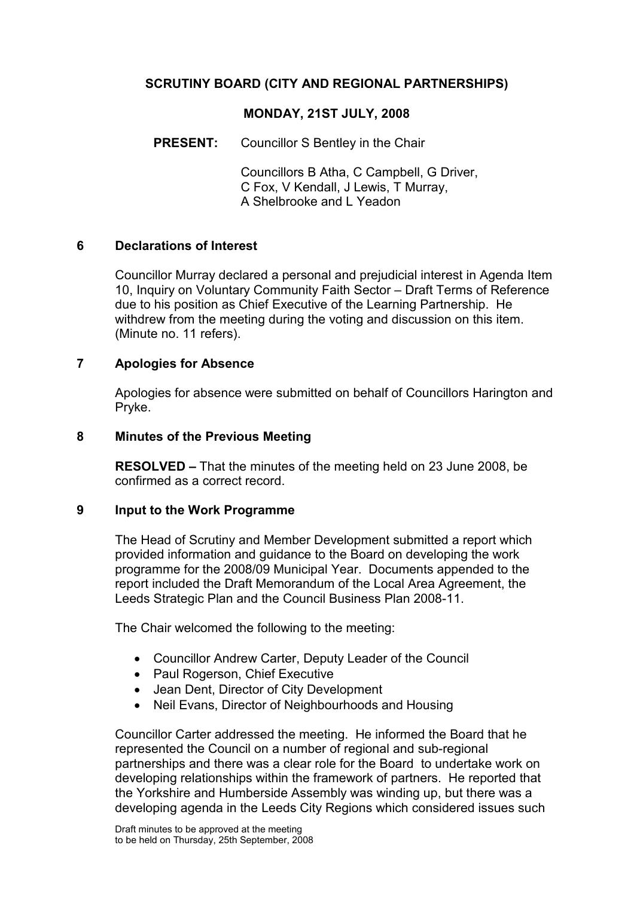# SCRUTINY BOARD (CITY AND REGIONAL PARTNERSHIPS)

## MONDAY, 21ST JULY, 2008

**PRESENT:** Councillor S Bentley in the Chair

Councillors B Atha, C Campbell, G Driver, C Fox, V Kendall, J Lewis, T Murray, A Shelbrooke and L Yeadon

### 6 Declarations of Interest

Councillor Murray declared a personal and prejudicial interest in Agenda Item 10, Inquiry on Voluntary Community Faith Sector – Draft Terms of Reference due to his position as Chief Executive of the Learning Partnership. He withdrew from the meeting during the voting and discussion on this item. (Minute no. 11 refers).

### 7 Apologies for Absence

Apologies for absence were submitted on behalf of Councillors Harington and Pryke.

### 8 Minutes of the Previous Meeting

**RESOLVED –** That the minutes of the meeting held on 23 June 2008, be confirmed as a correct record.

### 9 Input to the Work Programme

The Head of Scrutiny and Member Development submitted a report which provided information and guidance to the Board on developing the work programme for the 2008/09 Municipal Year. Documents appended to the report included the Draft Memorandum of the Local Area Agreement, the Leeds Strategic Plan and the Council Business Plan 2008-11.

The Chair welcomed the following to the meeting:

- Councillor Andrew Carter, Deputy Leader of the Council
- Paul Rogerson, Chief Executive
- Jean Dent, Director of City Development
- Neil Evans, Director of Neighbourhoods and Housing

Councillor Carter addressed the meeting. He informed the Board that he represented the Council on a number of regional and sub-regional partnerships and there was a clear role for the Board to undertake work on developing relationships within the framework of partners. He reported that the Yorkshire and Humberside Assembly was winding up, but there was a developing agenda in the Leeds City Regions which considered issues such

Draft minutes to be approved at the meeting to be held on Thursday, 25th September, 2008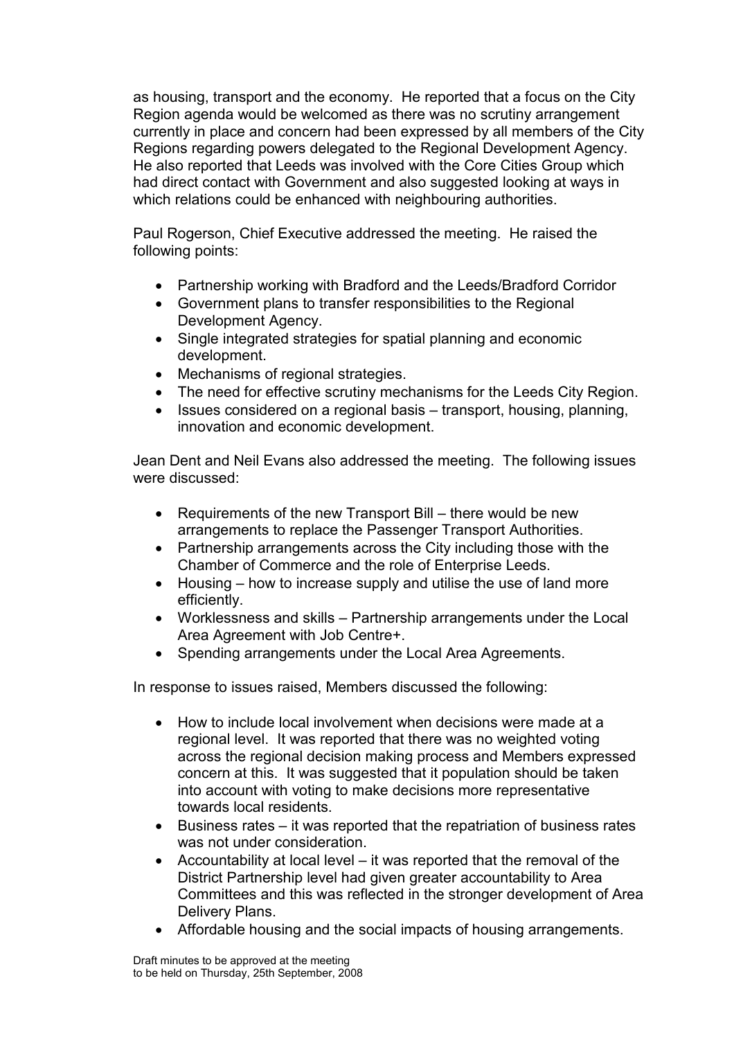as housing, transport and the economy. He reported that a focus on the City Region agenda would be welcomed as there was no scrutiny arrangement currently in place and concern had been expressed by all members of the City Regions regarding powers delegated to the Regional Development Agency. He also reported that Leeds was involved with the Core Cities Group which had direct contact with Government and also suggested looking at ways in which relations could be enhanced with neighbouring authorities.

Paul Rogerson, Chief Executive addressed the meeting. He raised the following points:

- Partnership working with Bradford and the Leeds/Bradford Corridor
- Government plans to transfer responsibilities to the Regional Development Agency.
- Single integrated strategies for spatial planning and economic development.
- Mechanisms of regional strategies.
- The need for effective scrutiny mechanisms for the Leeds City Region.
- Issues considered on a regional basis – transport, housing, planning, innovation and economic development.

Jean Dent and Neil Evans also addressed the meeting. The following issues were discussed:

- Requirements of the new Transport Bill – there would be new arrangements to replace the Passenger Transport Authorities.
- Partnership arrangements across the City including those with the Chamber of Commerce and the role of Enterprise Leeds.
- Housing – how to increase supply and utilise the use of land more efficiently.
- Worklessness and skills – Partnership arrangements under the Local Area Agreement with Job Centre+.
- Spending arrangements under the Local Area Agreements.

In response to issues raised, Members discussed the following:

- How to include local involvement when decisions were made at a regional level. It was reported that there was no weighted voting across the regional decision making process and Members expressed concern at this. It was suggested that it population should be taken into account with voting to make decisions more representative towards local residents.
- Business rates – it was reported that the repatriation of business rates was not under consideration.
- Accountability at local level – it was reported that the removal of the District Partnership level had given greater accountability to Area Committees and this was reflected in the stronger development of Area Delivery Plans.
- Affordable housing and the social impacts of housing arrangements.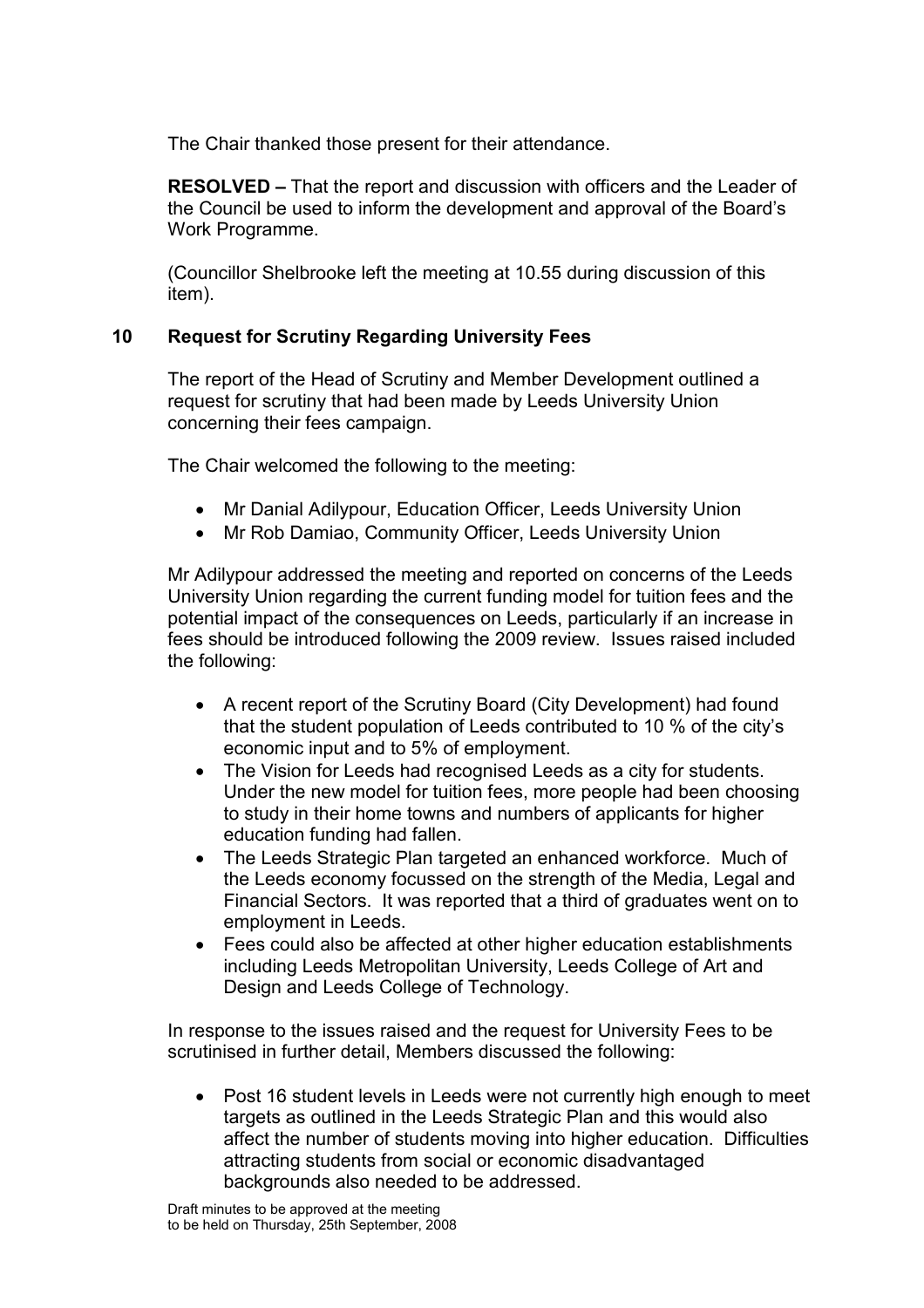The Chair thanked those present for their attendance.

**RESOLVED –** That the report and discussion with officers and the Leader of the Council be used to inform the development and approval of the Board's Work Programme.

(Councillor Shelbrooke left the meeting at 10.55 during discussion of this item).

## 10 Request for Scrutiny Regarding University Fees

The report of the Head of Scrutiny and Member Development outlined a request for scrutiny that had been made by Leeds University Union concerning their fees campaign.

The Chair welcomed the following to the meeting:

- Mr Danial Adilypour, Education Officer, Leeds University Union
- Mr Rob Damiao, Community Officer, Leeds University Union

Mr Adilypour addressed the meeting and reported on concerns of the Leeds University Union regarding the current funding model for tuition fees and the potential impact of the consequences on Leeds, particularly if an increase in fees should be introduced following the 2009 review. Issues raised included the following:

- A recent report of the Scrutiny Board (City Development) had found that the student population of Leeds contributed to 10 % of the city's economic input and to 5% of employment.
- The Vision for Leeds had recognised Leeds as a city for students. Under the new model for tuition fees, more people had been choosing to study in their home towns and numbers of applicants for higher education funding had fallen.
- The Leeds Strategic Plan targeted an enhanced workforce. Much of the Leeds economy focussed on the strength of the Media, Legal and Financial Sectors. It was reported that a third of graduates went on to employment in Leeds.
- Fees could also be affected at other higher education establishments including Leeds Metropolitan University, Leeds College of Art and Design and Leeds College of Technology.

In response to the issues raised and the request for University Fees to be scrutinised in further detail, Members discussed the following:

- Post 16 student levels in Leeds were not currently high enough to meet targets as outlined in the Leeds Strategic Plan and this would also affect the number of students moving into higher education. Difficulties attracting students from social or economic disadvantaged backgrounds also needed to be addressed.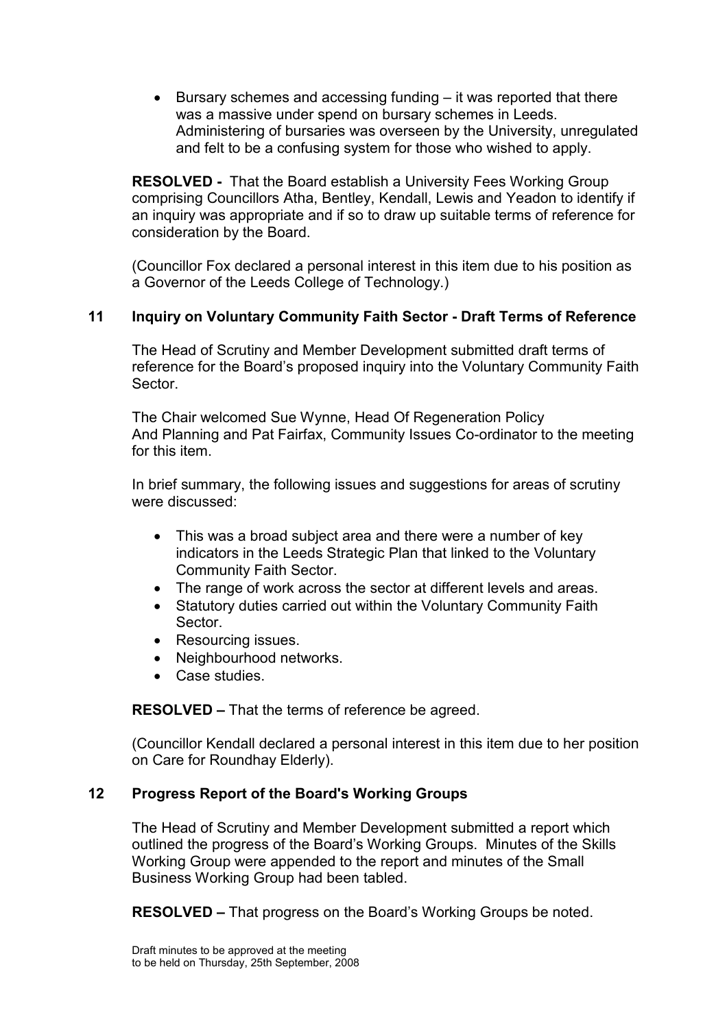- Bursary schemes and accessing funding – it was reported that there was a massive under spend on bursary schemes in Leeds. Administering of bursaries was overseen by the University, unregulated and felt to be a confusing system for those who wished to apply.

**RESOLVED -** That the Board establish a University Fees Working Group comprising Councillors Atha, Bentley, Kendall, Lewis and Yeadon to identify if an inquiry was appropriate and if so to draw up suitable terms of reference for consideration by the Board.

(Councillor Fox declared a personal interest in this item due to his position as a Governor of the Leeds College of Technology.)

## 11 Inquiry on Voluntary Community Faith Sector - Draft Terms of Reference

The Head of Scrutiny and Member Development submitted draft terms of reference for the Board's proposed inquiry into the Voluntary Community Faith Sector.

The Chair welcomed Sue Wynne, Head Of Regeneration Policy And Planning and Pat Fairfax, Community Issues Co-ordinator to the meeting for this item.

In brief summary, the following issues and suggestions for areas of scrutiny were discussed:

- This was a broad subject area and there were a number of key indicators in the Leeds Strategic Plan that linked to the Voluntary Community Faith Sector.
- The range of work across the sector at different levels and areas.
- Statutory duties carried out within the Voluntary Community Faith Sector.
- Resourcing issues.
- Neighbourhood networks.
- Case studies.

**RESOLVED –** That the terms of reference be agreed.

(Councillor Kendall declared a personal interest in this item due to her position on Care for Roundhay Elderly).

## 12 Progress Report of the Board's Working Groups

The Head of Scrutiny and Member Development submitted a report which outlined the progress of the Board's Working Groups. Minutes of the Skills Working Group were appended to the report and minutes of the Small Business Working Group had been tabled.

**RESOLVED –** That progress on the Board's Working Groups be noted.

Draft minutes to be approved at the meeting
to be held on Thursday, 25th September, 2008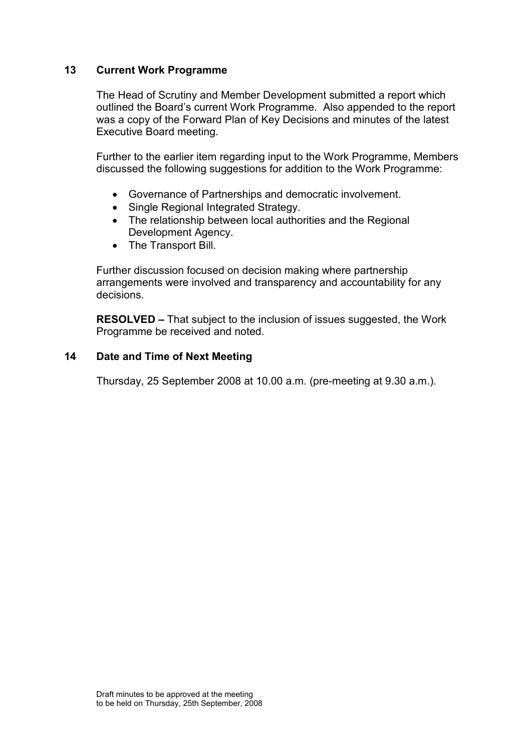## 13 Current Work Programme

The Head of Scrutiny and Member Development submitted a report which outlined the Board's current Work Programme. Also appended to the report was a copy of the Forward Plan of Key Decisions and minutes of the latest Executive Board meeting.

Further to the earlier item regarding input to the Work Programme, Members discussed the following suggestions for addition to the Work Programme:

- Governance of Partnerships and democratic involvement.
- Single Regional Integrated Strategy.
- The relationship between local authorities and the Regional Development Agency.
- The Transport Bill.

Further discussion focused on decision making where partnership arrangements were involved and transparency and accountability for any decisions.

**RESOLVED –** That subject to the inclusion of issues suggested, the Work Programme be received and noted.

## 14 Date and Time of Next Meeting

Thursday, 25 September 2008 at 10.00 a.m. (pre-meeting at 9.30 a.m.).

Draft minutes to be approved at the meeting
to be held on Thursday, 25th September, 2008